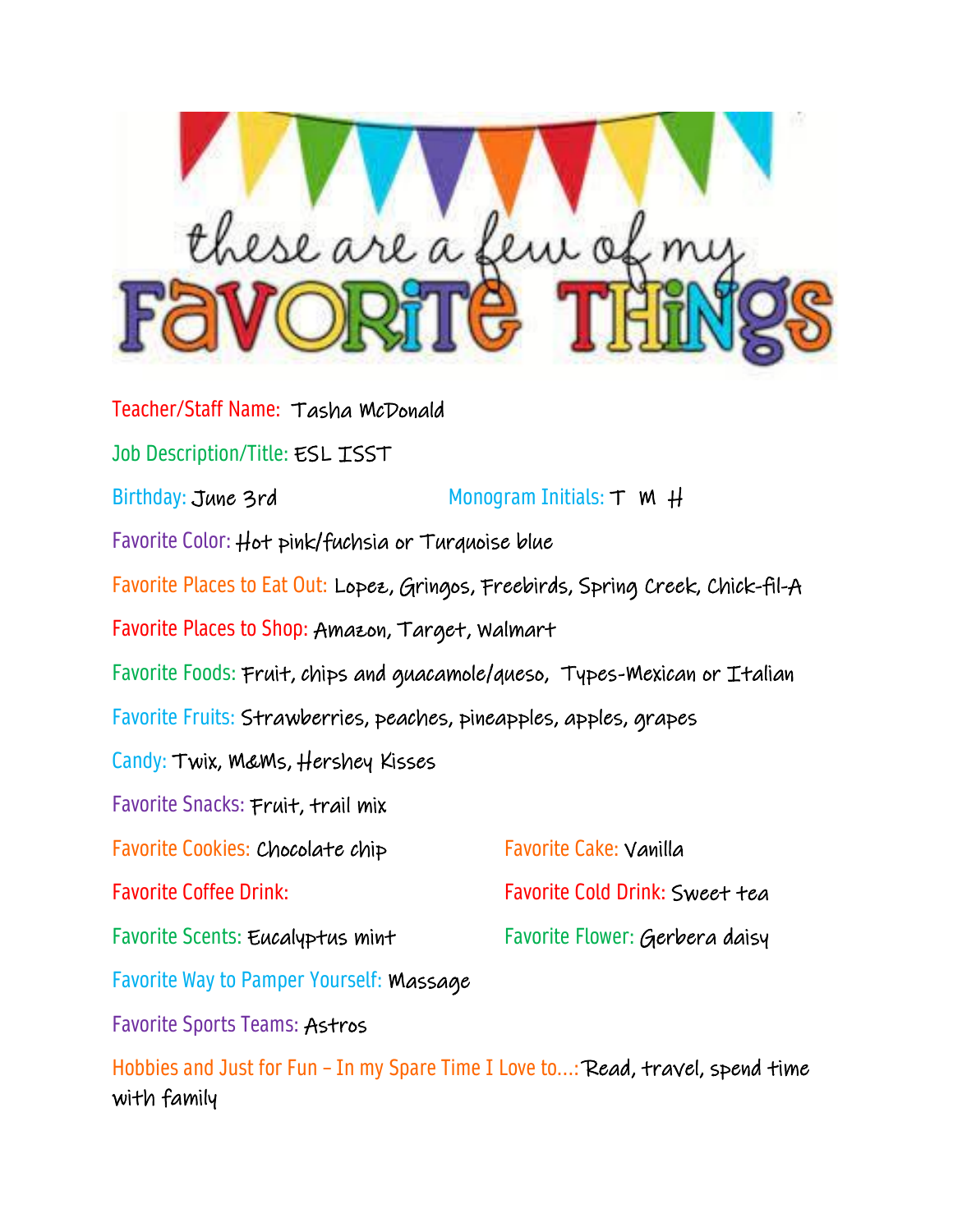# these are a few of my FAVORITE THINGS

Teacher/Staff Name: Tasha McDonald

Job Description/Title: ESL ISST

Birthday: June 3rd

Monogram Initials: T M H

Favorite Color: Hot pink/fuchsia or Turquoise blue

Favorite Places to Eat Out: Lopez, Gringos, Freebirds, Spring Creek, Chick-fil-A

Favorite Places to Shop: Amazon, Target, Walmart

Favorite Foods: Fruit, chips and guacamole/queso, Types-Mexican or Italian

Favorite Fruits: Strawberries, peaches, pineapples, apples, grapes

Candy: Twix, M&Ms, Hershey Kisses

Favorite Snacks: Fruit, trail mix

Favorite Cookies: Chocolate chip

Favorite Cake: Vanilla

Favorite Coffee Drink:

Favorite Cold Drink: Sweet tea

Favorite Scents: Eucalyptus mint

Favorite Flower: Gerbera daisy

Favorite Way to Pamper Yourself: Massage

Favorite Sports Teams: Astros

Hobbies and Just for Fun – In my Spare Time I Love to...: Read, travel, spend time with family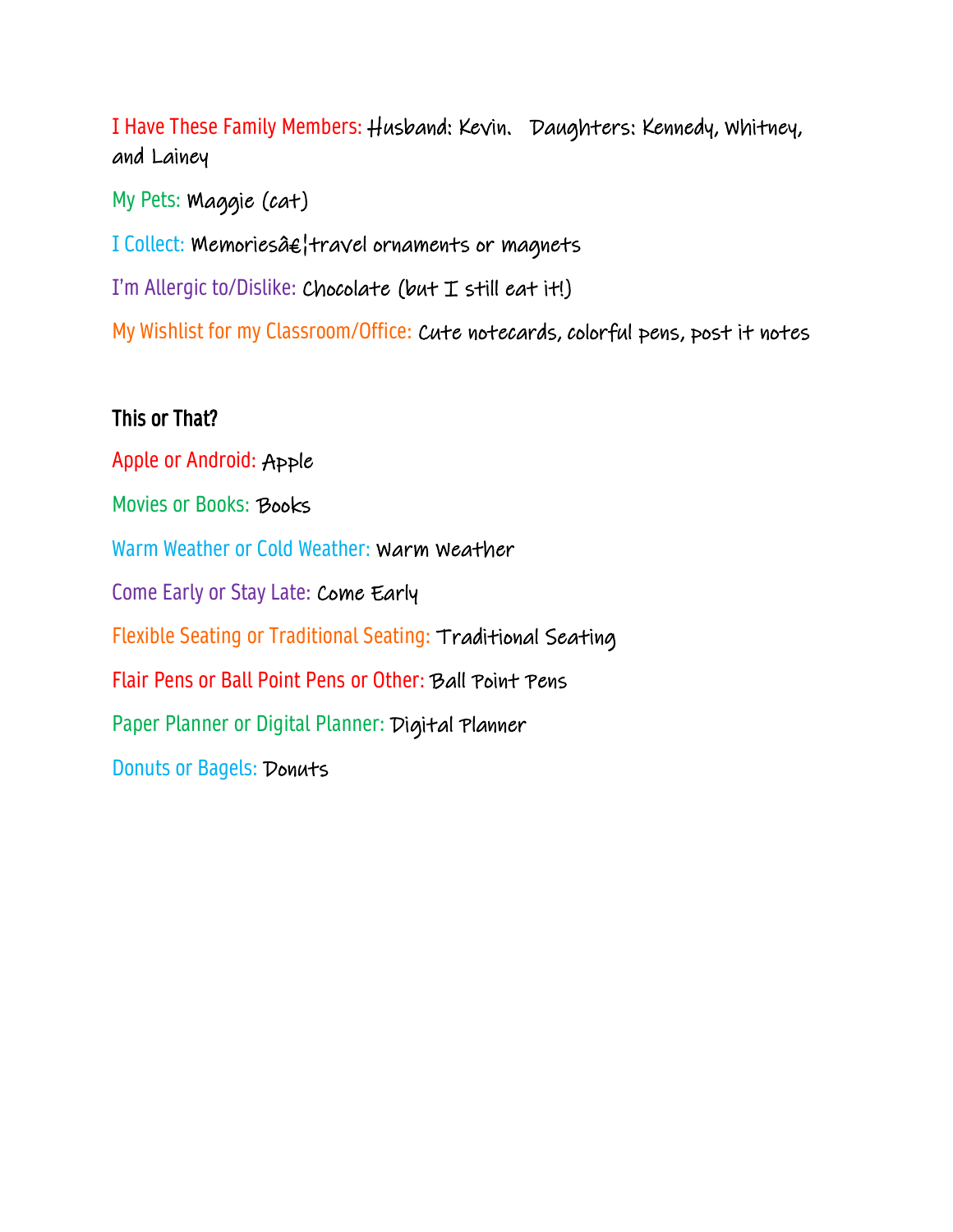I Have These Family Members: Husband: Kevin. Daughters: Kennedy, Whitney, and Lainey

My Pets: Maggie (cat)

I Collect: Memoriesâ€¦travel ornaments or magnets

I'm Allergic to/Dislike: Chocolate (but I still eat it!)

My Wishlist for my Classroom/Office: Cute notecards, colorful pens, post it notes

**This or That?**

Apple or Android: Apple

Movies or Books: Books

Warm Weather or Cold Weather: Warm Weather

Come Early or Stay Late: Come Early

Flexible Seating or Traditional Seating: Traditional Seating

Flair Pens or Ball Point Pens or Other: Ball Point Pens

Paper Planner or Digital Planner: Digital Planner

Donuts or Bagels: Donuts